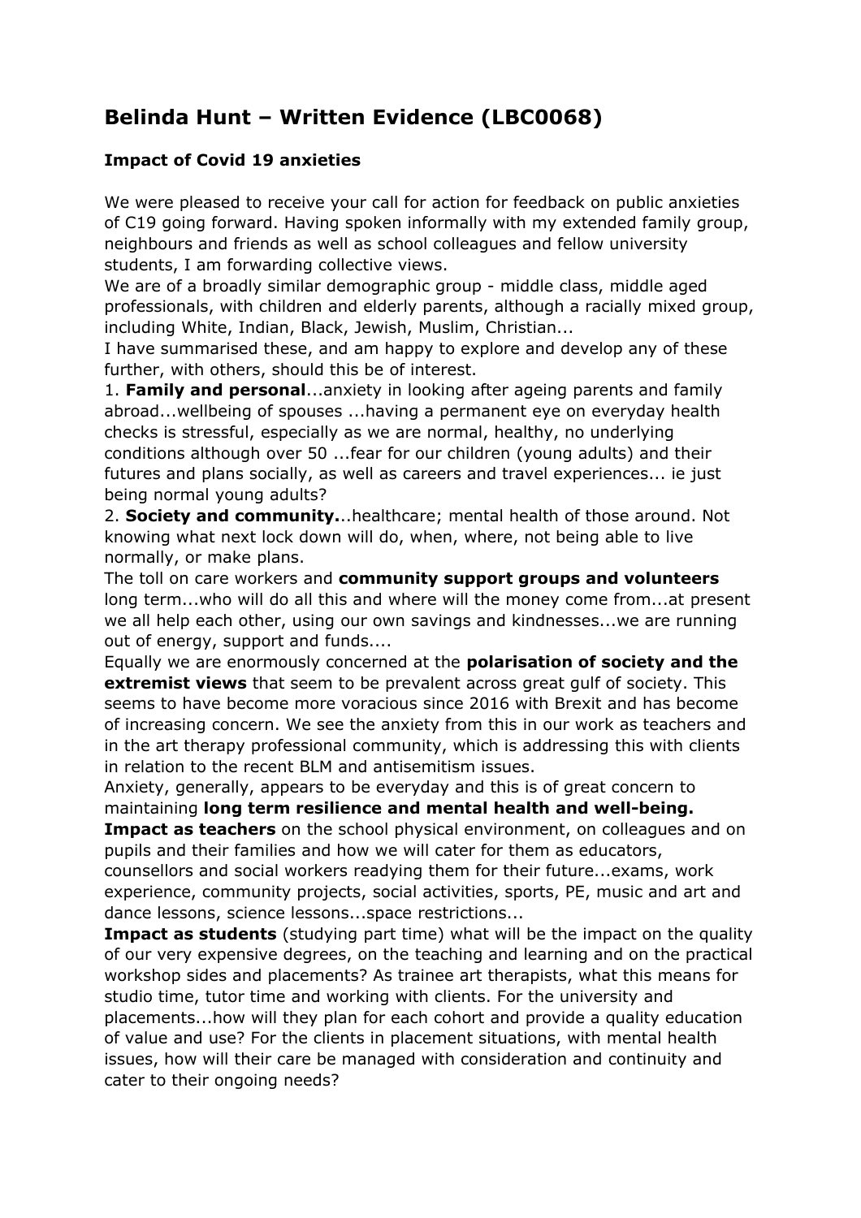# Belinda Hunt – Written Evidence (LBC0068)

### Impact of Covid 19 anxieties

We were pleased to receive your call for action for feedback on public anxieties of C19 going forward. Having spoken informally with my extended family group, neighbours and friends as well as school colleagues and fellow university students, I am forwarding collective views.

We are of a broadly similar demographic group - middle class, middle aged professionals, with children and elderly parents, although a racially mixed group, including White, Indian, Black, Jewish, Muslim, Christian...

I have summarised these, and am happy to explore and develop any of these further, with others, should this be of interest.

1. **Family and personal**...anxiety in looking after ageing parents and family abroad...wellbeing of spouses ...having a permanent eye on everyday health checks is stressful, especially as we are normal, healthy, no underlying conditions although over 50 ...fear for our children (young adults) and their futures and plans socially, as well as careers and travel experiences... ie just being normal young adults?
2. **Society and community.**..healthcare; mental health of those around. Not knowing what next lock down will do, when, where, not being able to live normally, or make plans.

The toll on care workers and **community support groups and volunteers** long term...who will do all this and where will the money come from...at present we all help each other, using our own savings and kindnesses...we are running out of energy, support and funds....

Equally we are enormously concerned at the **polarisation of society and the extremist views** that seem to be prevalent across great gulf of society. This seems to have become more voracious since 2016 with Brexit and has become of increasing concern. We see the anxiety from this in our work as teachers and in the art therapy professional community, which is addressing this with clients in relation to the recent BLM and antisemitism issues.

Anxiety, generally, appears to be everyday and this is of great concern to maintaining **long term resilience and mental health and well-being.**

**Impact as teachers** on the school physical environment, on colleagues and on pupils and their families and how we will cater for them as educators, counsellors and social workers readying them for their future...exams, work experience, community projects, social activities, sports, PE, music and art and dance lessons, science lessons...space restrictions...

**Impact as students** (studying part time) what will be the impact on the quality of our very expensive degrees, on the teaching and learning and on the practical workshop sides and placements? As trainee art therapists, what this means for studio time, tutor time and working with clients. For the university and placements...how will they plan for each cohort and provide a quality education of value and use? For the clients in placement situations, with mental health issues, how will their care be managed with consideration and continuity and cater to their ongoing needs?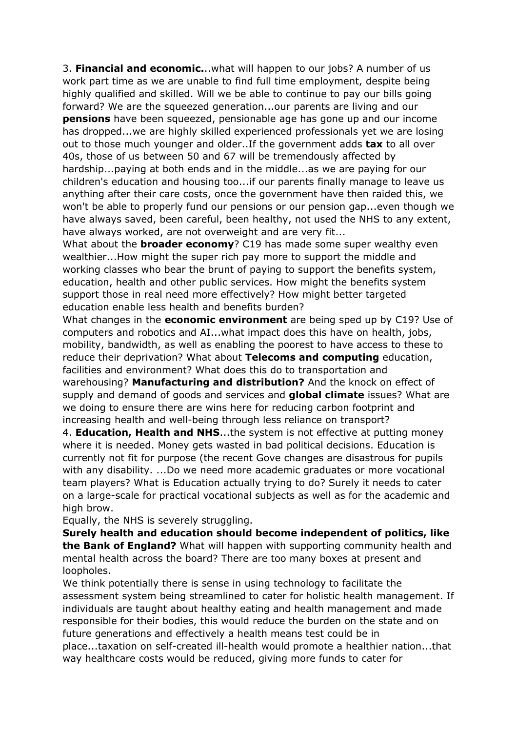3. **Financial and economic.**..what will happen to our jobs? A number of us work part time as we are unable to find full time employment, despite being highly qualified and skilled. Will we be able to continue to pay our bills going forward? We are the squeezed generation...our parents are living and our **pensions** have been squeezed, pensionable age has gone up and our income has dropped...we are highly skilled experienced professionals yet we are losing out to those much younger and older..If the government adds **tax** to all over 40s, those of us between 50 and 67 will be tremendously affected by hardship...paying at both ends and in the middle...as we are paying for our children's education and housing too...if our parents finally manage to leave us anything after their care costs, once the government have then raided this, we won't be able to properly fund our pensions or our pension gap...even though we have always saved, been careful, been healthy, not used the NHS to any extent, have always worked, are not overweight and are very fit...

What about the **broader economy**? C19 has made some super wealthy even wealthier...How might the super rich pay more to support the middle and working classes who bear the brunt of paying to support the benefits system, education, health and other public services. How might the benefits system support those in real need more effectively? How might better targeted education enable less health and benefits burden?

What changes in the **economic environment** are being sped up by C19? Use of computers and robotics and AI...what impact does this have on health, jobs, mobility, bandwidth, as well as enabling the poorest to have access to these to reduce their deprivation? What about **Telecoms and computing** education, facilities and environment? What does this do to transportation and warehousing? **Manufacturing and distribution?** And the knock on effect of supply and demand of goods and services and **global climate** issues? What are we doing to ensure there are wins here for reducing carbon footprint and increasing health and well-being through less reliance on transport?

4. **Education, Health and NHS**...the system is not effective at putting money where it is needed. Money gets wasted in bad political decisions. Education is currently not fit for purpose (the recent Gove changes are disastrous for pupils with any disability. ...Do we need more academic graduates or more vocational team players? What is Education actually trying to do? Surely it needs to cater on a large-scale for practical vocational subjects as well as for the academic and high brow.

Equally, the NHS is severely struggling.

**Surely health and education should become independent of politics, like the Bank of England?** What will happen with supporting community health and mental health across the board? There are too many boxes at present and loopholes.

We think potentially there is sense in using technology to facilitate the assessment system being streamlined to cater for holistic health management. If individuals are taught about healthy eating and health management and made responsible for their bodies, this would reduce the burden on the state and on future generations and effectively a health means test could be in place...taxation on self-created ill-health would promote a healthier nation...that way healthcare costs would be reduced, giving more funds to cater for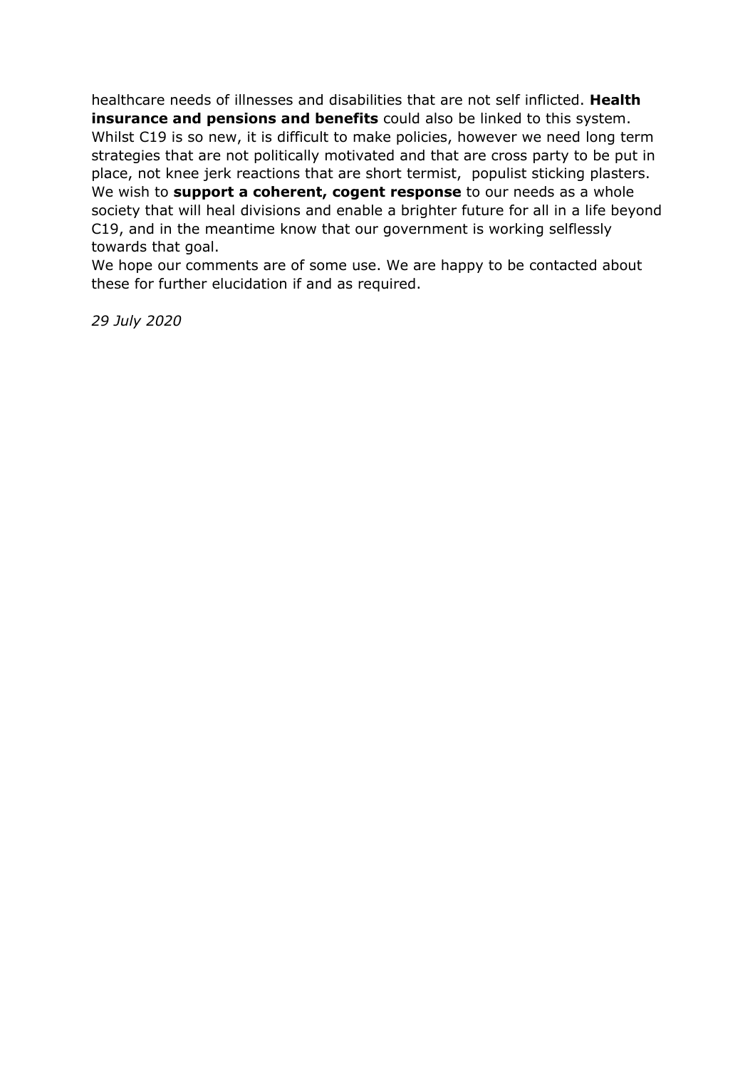healthcare needs of illnesses and disabilities that are not self inflicted. **Health insurance and pensions and benefits** could also be linked to this system. Whilst C19 is so new, it is difficult to make policies, however we need long term strategies that are not politically motivated and that are cross party to be put in place, not knee jerk reactions that are short termist, populist sticking plasters. We wish to **support a coherent, cogent response** to our needs as a whole society that will heal divisions and enable a brighter future for all in a life beyond C19, and in the meantime know that our government is working selflessly towards that goal.

We hope our comments are of some use. We are happy to be contacted about these for further elucidation if and as required.

*29 July 2020*